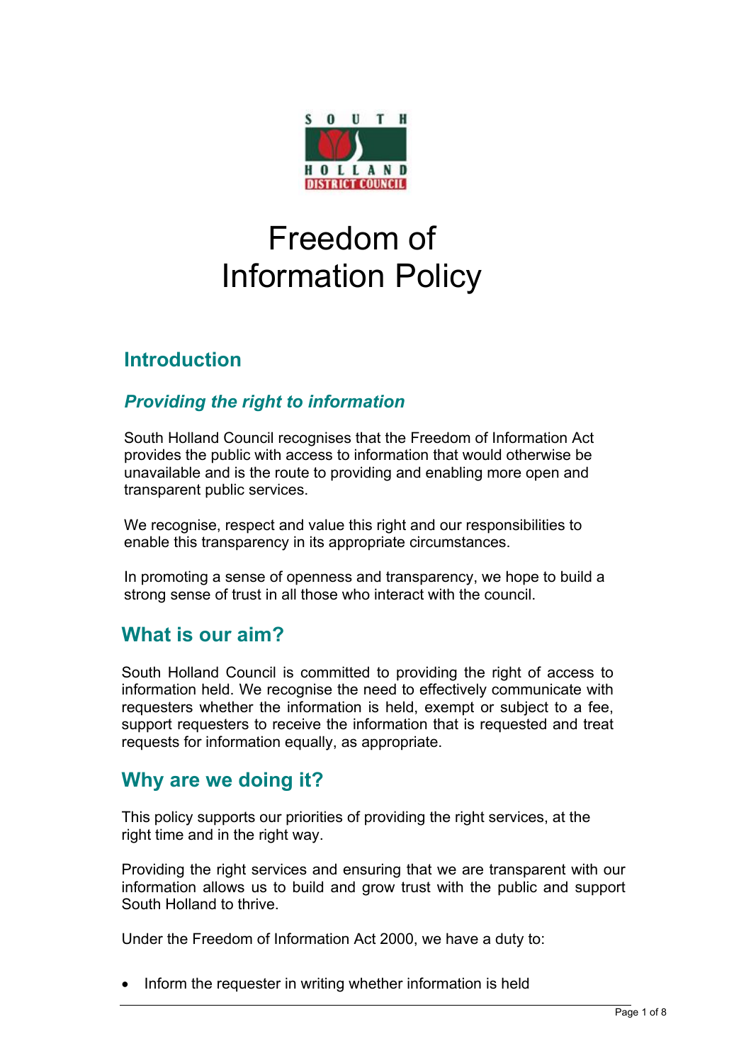# Freedom of Information Policy

## Introduction

### *Providing the right to information*

South Holland Council recognises that the Freedom of Information Act provides the public with access to information that would otherwise be unavailable and is the route to providing and enabling more open and transparent public services.

We recognise, respect and value this right and our responsibilities to enable this transparency in its appropriate circumstances.

In promoting a sense of openness and transparency, we hope to build a strong sense of trust in all those who interact with the council.

## What is our aim?

South Holland Council is committed to providing the right of access to information held. We recognise the need to effectively communicate with requesters whether the information is held, exempt or subject to a fee, support requesters to receive the information that is requested and treat requests for information equally, as appropriate.

## Why are we doing it?

This policy supports our priorities of providing the right services, at the right time and in the right way.

Providing the right services and ensuring that we are transparent with our information allows us to build and grow trust with the public and support South Holland to thrive.

Under the Freedom of Information Act 2000, we have a duty to:

- Inform the requester in writing whether information is held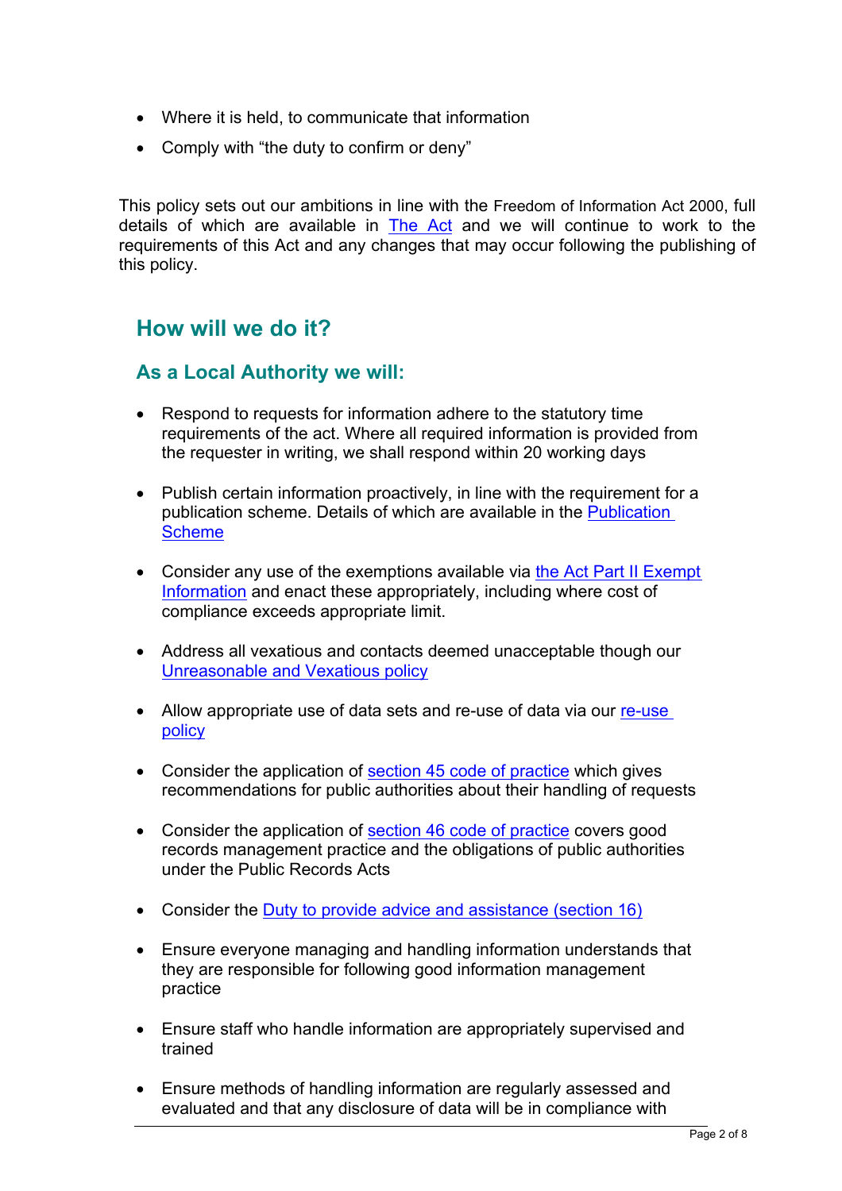- Where it is held, to communicate that information
- Comply with “the duty to confirm or deny”

This policy sets out our ambitions in line with the Freedom of Information Act 2000, full details of which are available in The Act and we will continue to work to the requirements of this Act and any changes that may occur following the publishing of this policy.

## How will we do it?

### As a Local Authority we will:

- Respond to requests for information adhere to the statutory time requirements of the act. Where all required information is provided from the requester in writing, we shall respond within 20 working days

- Publish certain information proactively, in line with the requirement for a publication scheme. Details of which are available in the Publication Scheme

- Consider any use of the exemptions available via the Act Part II Exempt Information and enact these appropriately, including where cost of compliance exceeds appropriate limit.

- Address all vexatious and contacts deemed unacceptable though our Unreasonable and Vexatious policy

- Allow appropriate use of data sets and re-use of data via our re-use policy

- Consider the application of section 45 code of practice which gives recommendations for public authorities about their handling of requests

- Consider the application of section 46 code of practice covers good records management practice and the obligations of public authorities under the Public Records Acts

- Consider the Duty to provide advice and assistance (section 16)

- Ensure everyone managing and handling information understands that they are responsible for following good information management practice

- Ensure staff who handle information are appropriately supervised and trained

- Ensure methods of handling information are regularly assessed and evaluated and that any disclosure of data will be in compliance with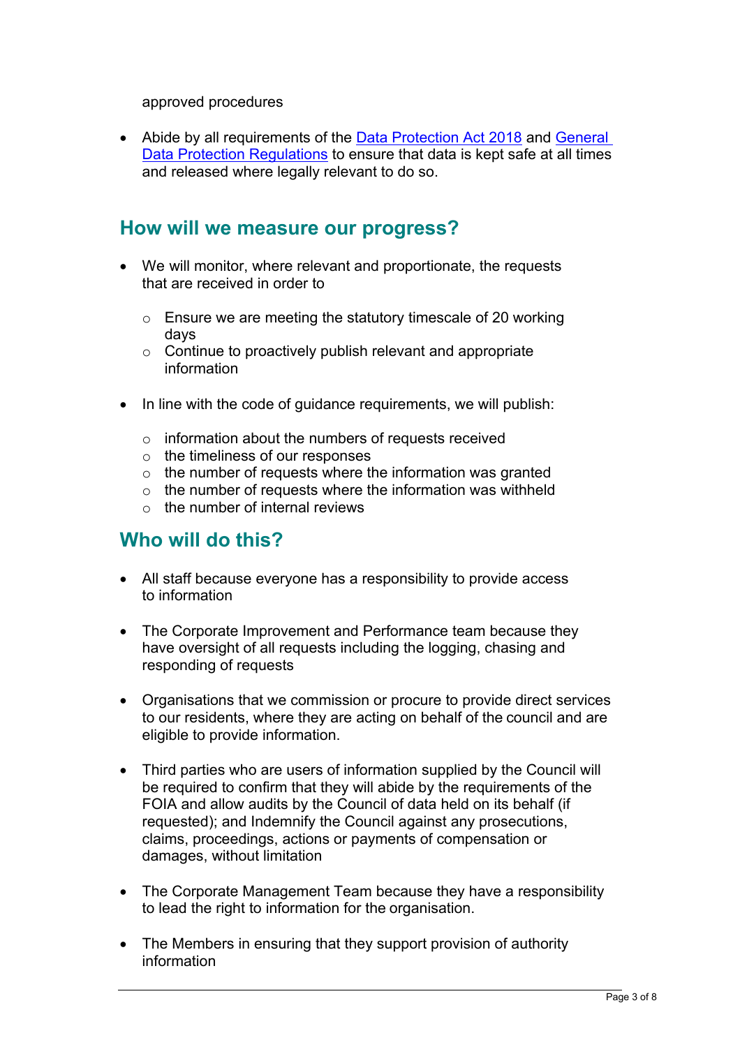approved procedures

- Abide by all requirements of the Data Protection Act 2018 and General Data Protection Regulations to ensure that data is kept safe at all times and released where legally relevant to do so.

## How will we measure our progress?

- We will monitor, where relevant and proportionate, the requests that are received in order to
  - Ensure we are meeting the statutory timescale of 20 working days
  - Continue to proactively publish relevant and appropriate information
- In line with the code of guidance requirements, we will publish:
  - information about the numbers of requests received
  - the timeliness of our responses
  - the number of requests where the information was granted
  - the number of requests where the information was withheld
  - the number of internal reviews

## Who will do this?

- All staff because everyone has a responsibility to provide access to information
- The Corporate Improvement and Performance team because they have oversight of all requests including the logging, chasing and responding of requests
- Organisations that we commission or procure to provide direct services to our residents, where they are acting on behalf of the council and are eligible to provide information.
- Third parties who are users of information supplied by the Council will be required to confirm that they will abide by the requirements of the FOIA and allow audits by the Council of data held on its behalf (if requested); and Indemnify the Council against any prosecutions, claims, proceedings, actions or payments of compensation or damages, without limitation
- The Corporate Management Team because they have a responsibility to lead the right to information for the organisation.
- The Members in ensuring that they support provision of authority information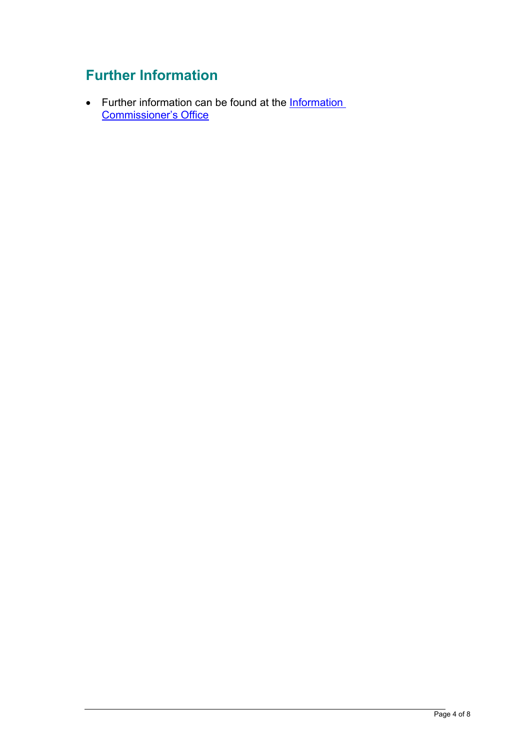## Further Information

- Further information can be found at the Information Commissioner's Office